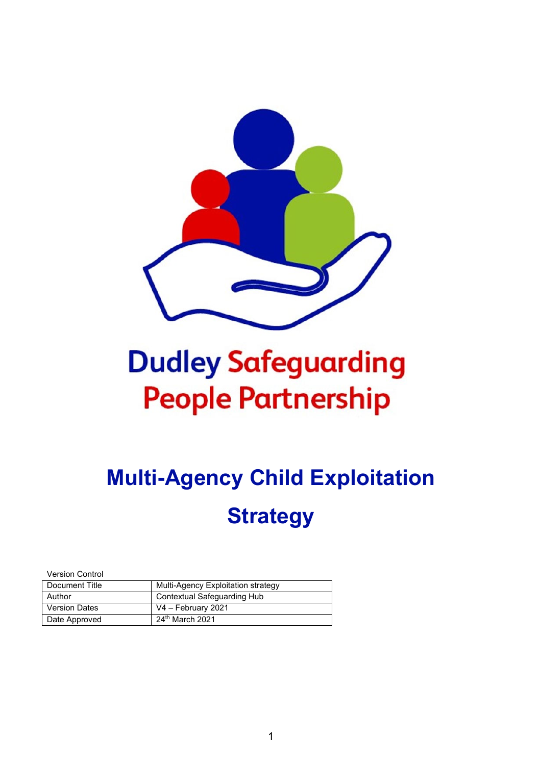Dudley Safeguarding People Partnership

# Multi-Agency Child Exploitation Strategy

Version Control

| Document Title | Multi-Agency Exploitation strategy |
|---|---|
| Author | Contextual Safeguarding Hub |
| Version Dates | V4 – February 2021 |
| Date Approved | 24th March 2021 |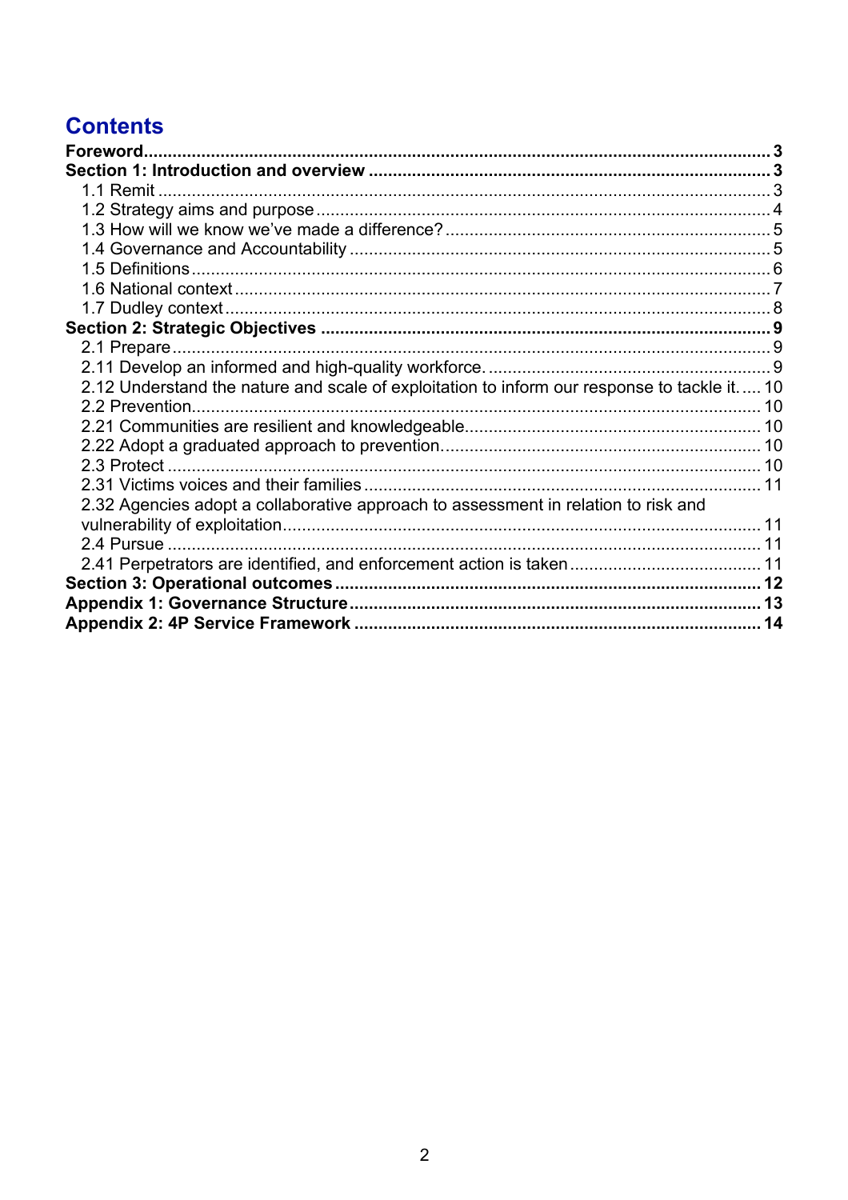# Contents

**Foreword** ..... **3**

**Section 1: Introduction and overview** ..... **3**

- 1.1 Remit ..... 3
- 1.2 Strategy aims and purpose ..... 4
- 1.3 How will we know we've made a difference? ..... 5
- 1.4 Governance and Accountability ..... 5
- 1.5 Definitions ..... 6
- 1.6 National context ..... 7
- 1.7 Dudley context ..... 8

**Section 2: Strategic Objectives** ..... **9**

- 2.1 Prepare ..... 9
- 2.11 Develop an informed and high-quality workforce. ..... 9
- 2.12 Understand the nature and scale of exploitation to inform our response to tackle it. ..... 10
- 2.2 Prevention. ..... 10
- 2.21 Communities are resilient and knowledgeable. ..... 10
- 2.22 Adopt a graduated approach to prevention. ..... 10
- 2.3 Protect ..... 10
- 2.31 Victims voices and their families ..... 11
- 2.32 Agencies adopt a collaborative approach to assessment in relation to risk and vulnerability of exploitation ..... 11
- 2.4 Pursue ..... 11
- 2.41 Perpetrators are identified, and enforcement action is taken ..... 11

**Section 3: Operational outcomes** ..... **12**

**Appendix 1: Governance Structure** ..... **13**

**Appendix 2: 4P Service Framework** ..... **14**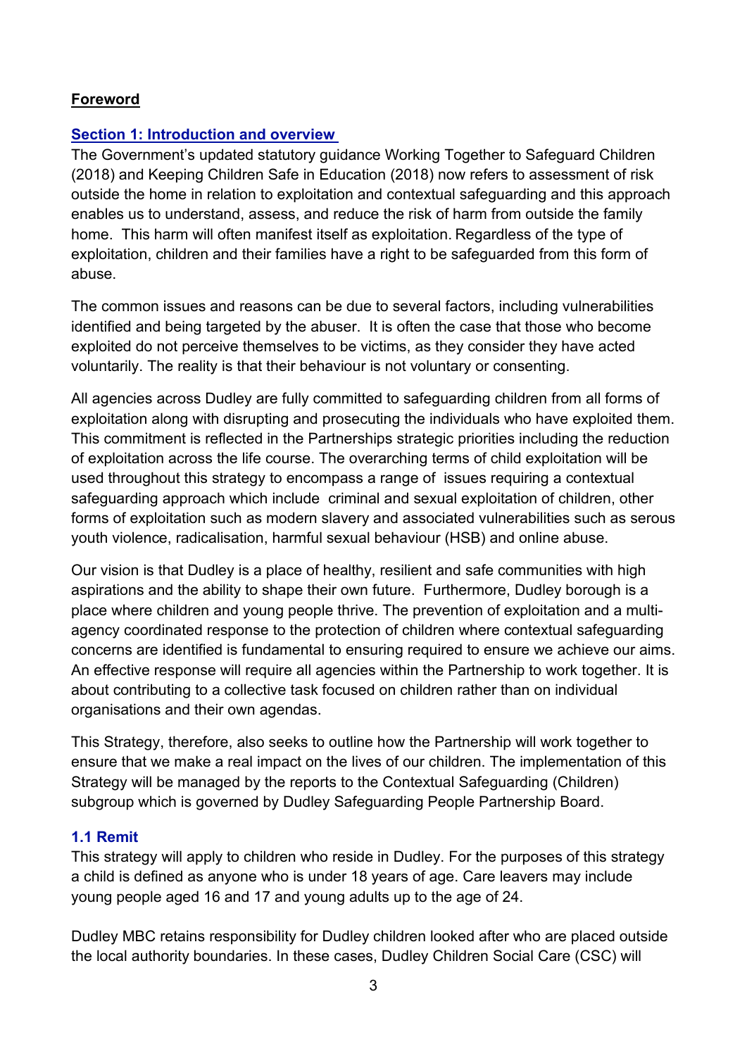**Foreword**

## Section 1: Introduction and overview

The Government's updated statutory guidance Working Together to Safeguard Children (2018) and Keeping Children Safe in Education (2018) now refers to assessment of risk outside the home in relation to exploitation and contextual safeguarding and this approach enables us to understand, assess, and reduce the risk of harm from outside the family home. This harm will often manifest itself as exploitation. Regardless of the type of exploitation, children and their families have a right to be safeguarded from this form of abuse.

The common issues and reasons can be due to several factors, including vulnerabilities identified and being targeted by the abuser. It is often the case that those who become exploited do not perceive themselves to be victims, as they consider they have acted voluntarily. The reality is that their behaviour is not voluntary or consenting.

All agencies across Dudley are fully committed to safeguarding children from all forms of exploitation along with disrupting and prosecuting the individuals who have exploited them. This commitment is reflected in the Partnerships strategic priorities including the reduction of exploitation across the life course. The overarching terms of child exploitation will be used throughout this strategy to encompass a range of issues requiring a contextual safeguarding approach which include criminal and sexual exploitation of children, other forms of exploitation such as modern slavery and associated vulnerabilities such as serous youth violence, radicalisation, harmful sexual behaviour (HSB) and online abuse.

Our vision is that Dudley is a place of healthy, resilient and safe communities with high aspirations and the ability to shape their own future. Furthermore, Dudley borough is a place where children and young people thrive. The prevention of exploitation and a multi-agency coordinated response to the protection of children where contextual safeguarding concerns are identified is fundamental to ensuring required to ensure we achieve our aims. An effective response will require all agencies within the Partnership to work together. It is about contributing to a collective task focused on children rather than on individual organisations and their own agendas.

This Strategy, therefore, also seeks to outline how the Partnership will work together to ensure that we make a real impact on the lives of our children. The implementation of this Strategy will be managed by the reports to the Contextual Safeguarding (Children) subgroup which is governed by Dudley Safeguarding People Partnership Board.

### 1.1 Remit

This strategy will apply to children who reside in Dudley. For the purposes of this strategy a child is defined as anyone who is under 18 years of age. Care leavers may include young people aged 16 and 17 and young adults up to the age of 24.

Dudley MBC retains responsibility for Dudley children looked after who are placed outside the local authority boundaries. In these cases, Dudley Children Social Care (CSC) will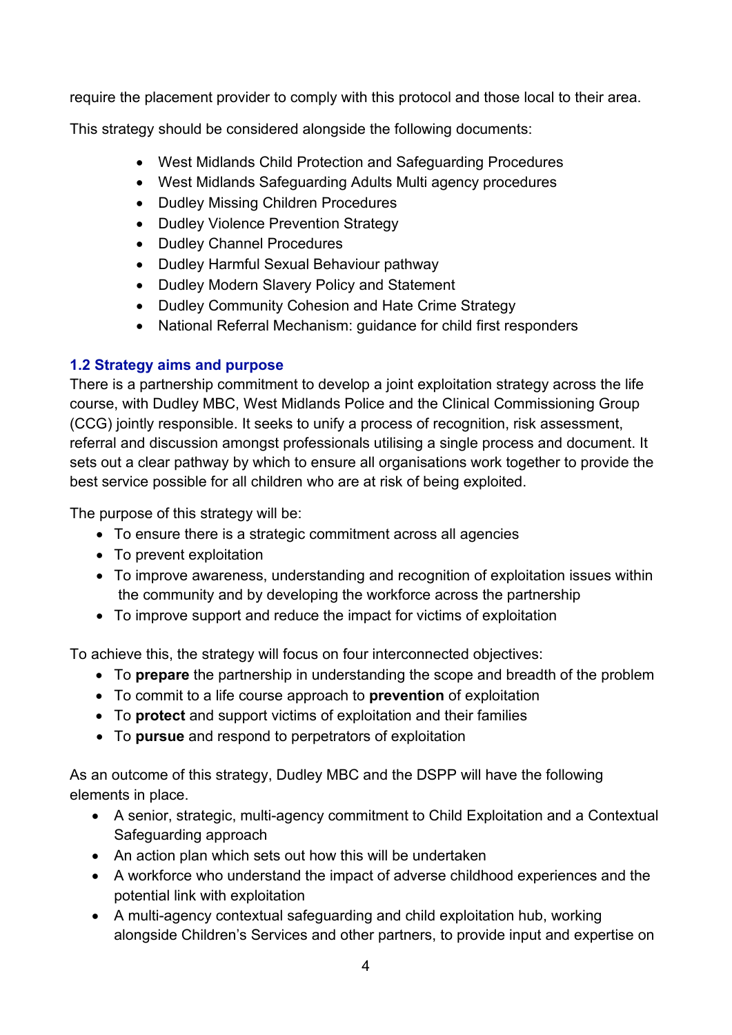require the placement provider to comply with this protocol and those local to their area.

This strategy should be considered alongside the following documents:

- West Midlands Child Protection and Safeguarding Procedures
- West Midlands Safeguarding Adults Multi agency procedures
- Dudley Missing Children Procedures
- Dudley Violence Prevention Strategy
- Dudley Channel Procedures
- Dudley Harmful Sexual Behaviour pathway
- Dudley Modern Slavery Policy and Statement
- Dudley Community Cohesion and Hate Crime Strategy
- National Referral Mechanism: guidance for child first responders

### 1.2 Strategy aims and purpose

There is a partnership commitment to develop a joint exploitation strategy across the life course, with Dudley MBC, West Midlands Police and the Clinical Commissioning Group (CCG) jointly responsible. It seeks to unify a process of recognition, risk assessment, referral and discussion amongst professionals utilising a single process and document. It sets out a clear pathway by which to ensure all organisations work together to provide the best service possible for all children who are at risk of being exploited.

The purpose of this strategy will be:

- To ensure there is a strategic commitment across all agencies
- To prevent exploitation
- To improve awareness, understanding and recognition of exploitation issues within the community and by developing the workforce across the partnership
- To improve support and reduce the impact for victims of exploitation

To achieve this, the strategy will focus on four interconnected objectives:

- To **prepare** the partnership in understanding the scope and breadth of the problem
- To commit to a life course approach to **prevention** of exploitation
- To **protect** and support victims of exploitation and their families
- To **pursue** and respond to perpetrators of exploitation

As an outcome of this strategy, Dudley MBC and the DSPP will have the following elements in place.

- A senior, strategic, multi-agency commitment to Child Exploitation and a Contextual Safeguarding approach
- An action plan which sets out how this will be undertaken
- A workforce who understand the impact of adverse childhood experiences and the potential link with exploitation
- A multi-agency contextual safeguarding and child exploitation hub, working alongside Children's Services and other partners, to provide input and expertise on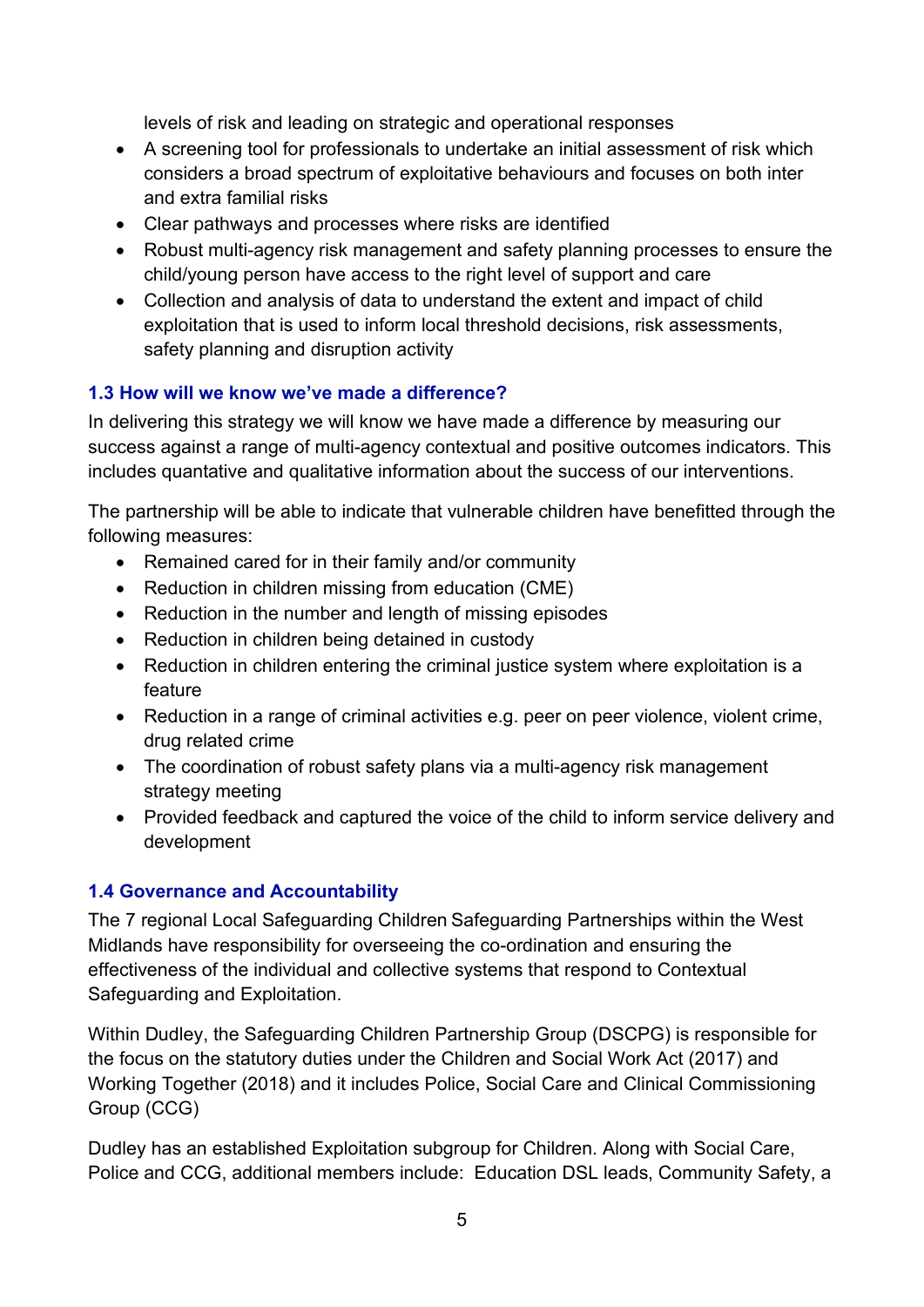levels of risk and leading on strategic and operational responses

- A screening tool for professionals to undertake an initial assessment of risk which considers a broad spectrum of exploitative behaviours and focuses on both inter and extra familial risks
- Clear pathways and processes where risks are identified
- Robust multi-agency risk management and safety planning processes to ensure the child/young person have access to the right level of support and care
- Collection and analysis of data to understand the extent and impact of child exploitation that is used to inform local threshold decisions, risk assessments, safety planning and disruption activity

### 1.3 How will we know we've made a difference?

In delivering this strategy we will know we have made a difference by measuring our success against a range of multi-agency contextual and positive outcomes indicators. This includes quantative and qualitative information about the success of our interventions.

The partnership will be able to indicate that vulnerable children have benefitted through the following measures:

- Remained cared for in their family and/or community
- Reduction in children missing from education (CME)
- Reduction in the number and length of missing episodes
- Reduction in children being detained in custody
- Reduction in children entering the criminal justice system where exploitation is a feature
- Reduction in a range of criminal activities e.g. peer on peer violence, violent crime, drug related crime
- The coordination of robust safety plans via a multi-agency risk management strategy meeting
- Provided feedback and captured the voice of the child to inform service delivery and development

### 1.4 Governance and Accountability

The 7 regional Local Safeguarding Children Safeguarding Partnerships within the West Midlands have responsibility for overseeing the co-ordination and ensuring the effectiveness of the individual and collective systems that respond to Contextual Safeguarding and Exploitation.

Within Dudley, the Safeguarding Children Partnership Group (DSCPG) is responsible for the focus on the statutory duties under the Children and Social Work Act (2017) and Working Together (2018) and it includes Police, Social Care and Clinical Commissioning Group (CCG)

Dudley has an established Exploitation subgroup for Children. Along with Social Care, Police and CCG, additional members include: Education DSL leads, Community Safety, a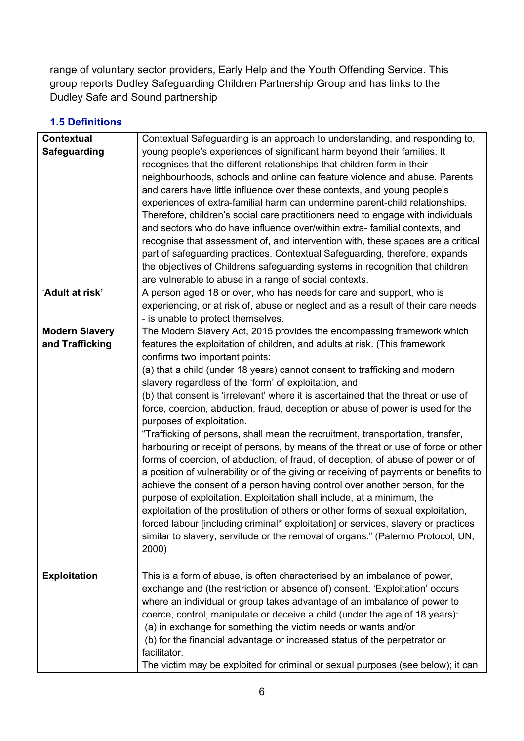range of voluntary sector providers, Early Help and the Youth Offending Service. This group reports Dudley Safeguarding Children Partnership Group and has links to the Dudley Safe and Sound partnership

### 1.5 Definitions

| | |
|---|---|
| **Contextual Safeguarding** | Contextual Safeguarding is an approach to understanding, and responding to, young people's experiences of significant harm beyond their families. It recognises that the different relationships that children form in their neighbourhoods, schools and online can feature violence and abuse. Parents and carers have little influence over these contexts, and young people's experiences of extra-familial harm can undermine parent-child relationships. Therefore, children's social care practitioners need to engage with individuals and sectors who do have influence over/within extra- familial contexts, and recognise that assessment of, and intervention with, these spaces are a critical part of safeguarding practices. Contextual Safeguarding, therefore, expands the objectives of Childrens safeguarding systems in recognition that children are vulnerable to abuse in a range of social contexts. |
| '**Adult at risk'** | A person aged 18 or over, who has needs for care and support, who is experiencing, or at risk of, abuse or neglect and as a result of their care needs - is unable to protect themselves. |
| **Modern Slavery and Trafficking** | The Modern Slavery Act, 2015 provides the encompassing framework which features the exploitation of children, and adults at risk. (This framework confirms two important points:<br>(a) that a child (under 18 years) cannot consent to trafficking and modern slavery regardless of the 'form' of exploitation, and<br>(b) that consent is 'irrelevant' where it is ascertained that the threat or use of force, coercion, abduction, fraud, deception or abuse of power is used for the purposes of exploitation.<br>"Trafficking of persons, shall mean the recruitment, transportation, transfer, harbouring or receipt of persons, by means of the threat or use of force or other forms of coercion, of abduction, of fraud, of deception, of abuse of power or of a position of vulnerability or of the giving or receiving of payments or benefits to achieve the consent of a person having control over another person, for the purpose of exploitation. Exploitation shall include, at a minimum, the exploitation of the prostitution of others or other forms of sexual exploitation, forced labour [including criminal* exploitation] or services, slavery or practices similar to slavery, servitude or the removal of organs." (Palermo Protocol, UN, 2000) |
| **Exploitation** | This is a form of abuse, is often characterised by an imbalance of power, exchange and (the restriction or absence of) consent. 'Exploitation' occurs where an individual or group takes advantage of an imbalance of power to coerce, control, manipulate or deceive a child (under the age of 18 years):<br>(a) in exchange for something the victim needs or wants and/or<br>(b) for the financial advantage or increased status of the perpetrator or facilitator.<br>The victim may be exploited for criminal or sexual purposes (see below); it can |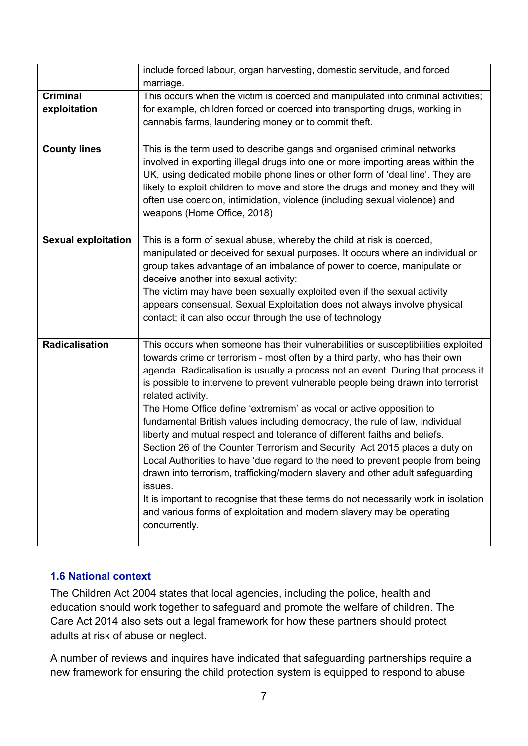| | |
|---|---|
| | include forced labour, organ harvesting, domestic servitude, and forced marriage. |
| **Criminal exploitation** | This occurs when the victim is coerced and manipulated into criminal activities; for example, children forced or coerced into transporting drugs, working in cannabis farms, laundering money or to commit theft. |
| **County lines** | This is the term used to describe gangs and organised criminal networks involved in exporting illegal drugs into one or more importing areas within the UK, using dedicated mobile phone lines or other form of 'deal line'. They are likely to exploit children to move and store the drugs and money and they will often use coercion, intimidation, violence (including sexual violence) and weapons (Home Office, 2018) |
| **Sexual exploitation** | This is a form of sexual abuse, whereby the child at risk is coerced, manipulated or deceived for sexual purposes. It occurs where an individual or group takes advantage of an imbalance of power to coerce, manipulate or deceive another into sexual activity:<br>The victim may have been sexually exploited even if the sexual activity appears consensual. Sexual Exploitation does not always involve physical contact; it can also occur through the use of technology |
| **Radicalisation** | This occurs when someone has their vulnerabilities or susceptibilities exploited towards crime or terrorism - most often by a third party, who has their own agenda. Radicalisation is usually a process not an event. During that process it is possible to intervene to prevent vulnerable people being drawn into terrorist related activity.<br>The Home Office define 'extremism' as vocal or active opposition to fundamental British values including democracy, the rule of law, individual liberty and mutual respect and tolerance of different faiths and beliefs.<br>Section 26 of the Counter Terrorism and Security Act 2015 places a duty on Local Authorities to have 'due regard to the need to prevent people from being drawn into terrorism, trafficking/modern slavery and other adult safeguarding issues.<br>It is important to recognise that these terms do not necessarily work in isolation and various forms of exploitation and modern slavery may be operating concurrently. |

### 1.6 National context

The Children Act 2004 states that local agencies, including the police, health and education should work together to safeguard and promote the welfare of children. The Care Act 2014 also sets out a legal framework for how these partners should protect adults at risk of abuse or neglect.

A number of reviews and inquires have indicated that safeguarding partnerships require a new framework for ensuring the child protection system is equipped to respond to abuse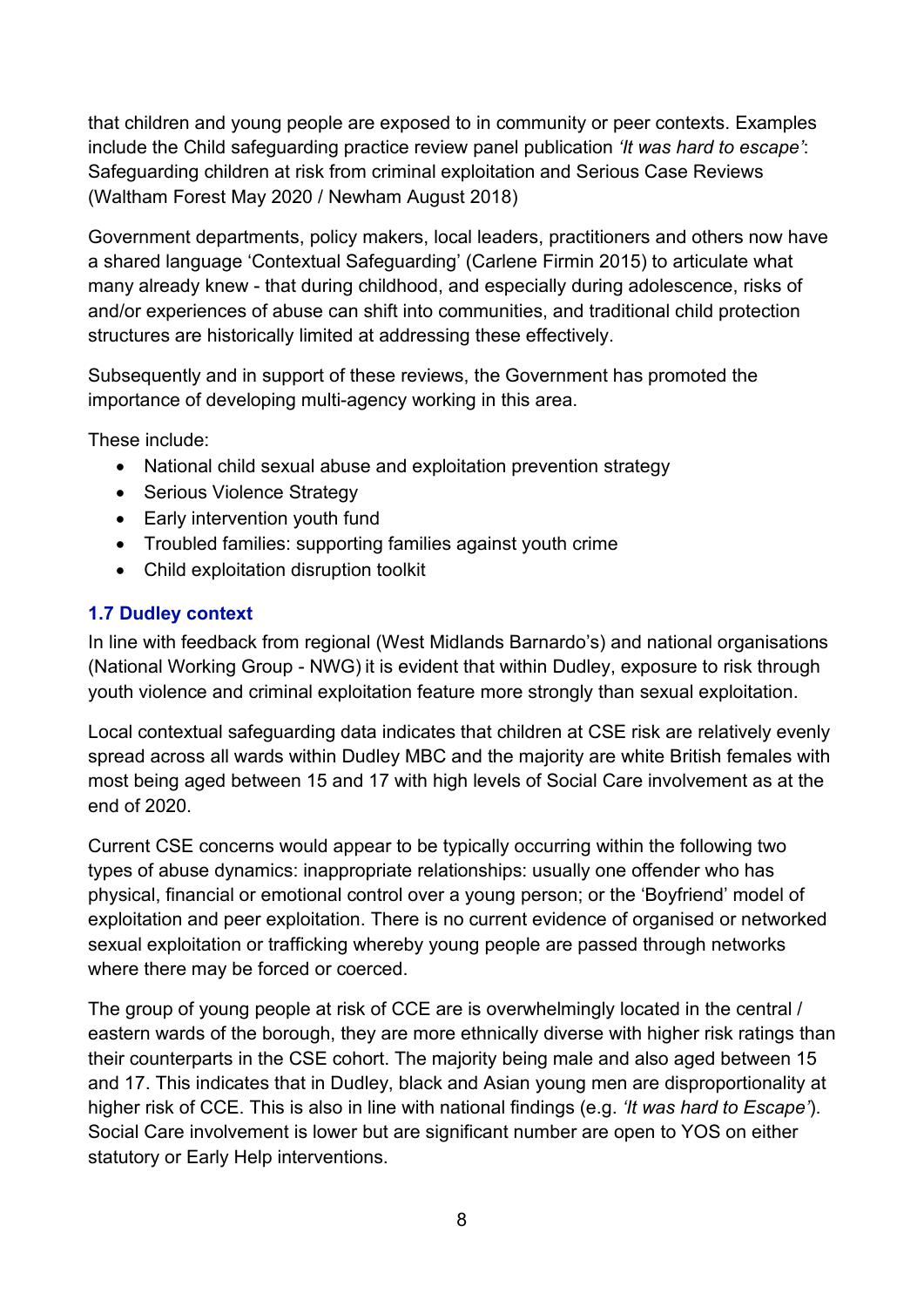that children and young people are exposed to in community or peer contexts. Examples include the Child safeguarding practice review panel publication *'It was hard to escape'*: Safeguarding children at risk from criminal exploitation and Serious Case Reviews (Waltham Forest May 2020 / Newham August 2018)

Government departments, policy makers, local leaders, practitioners and others now have a shared language 'Contextual Safeguarding' (Carlene Firmin 2015) to articulate what many already knew - that during childhood, and especially during adolescence, risks of and/or experiences of abuse can shift into communities, and traditional child protection structures are historically limited at addressing these effectively.

Subsequently and in support of these reviews, the Government has promoted the importance of developing multi-agency working in this area.

These include:

- National child sexual abuse and exploitation prevention strategy
- Serious Violence Strategy
- Early intervention youth fund
- Troubled families: supporting families against youth crime
- Child exploitation disruption toolkit

### 1.7 Dudley context

In line with feedback from regional (West Midlands Barnardo's) and national organisations (National Working Group - NWG) it is evident that within Dudley, exposure to risk through youth violence and criminal exploitation feature more strongly than sexual exploitation.

Local contextual safeguarding data indicates that children at CSE risk are relatively evenly spread across all wards within Dudley MBC and the majority are white British females with most being aged between 15 and 17 with high levels of Social Care involvement as at the end of 2020.

Current CSE concerns would appear to be typically occurring within the following two types of abuse dynamics: inappropriate relationships: usually one offender who has physical, financial or emotional control over a young person; or the 'Boyfriend' model of exploitation and peer exploitation. There is no current evidence of organised or networked sexual exploitation or trafficking whereby young people are passed through networks where there may be forced or coerced.

The group of young people at risk of CCE are is overwhelmingly located in the central / eastern wards of the borough, they are more ethnically diverse with higher risk ratings than their counterparts in the CSE cohort. The majority being male and also aged between 15 and 17. This indicates that in Dudley, black and Asian young men are disproportionality at higher risk of CCE. This is also in line with national findings (e.g. *'It was hard to Escape'*). Social Care involvement is lower but are significant number are open to YOS on either statutory or Early Help interventions.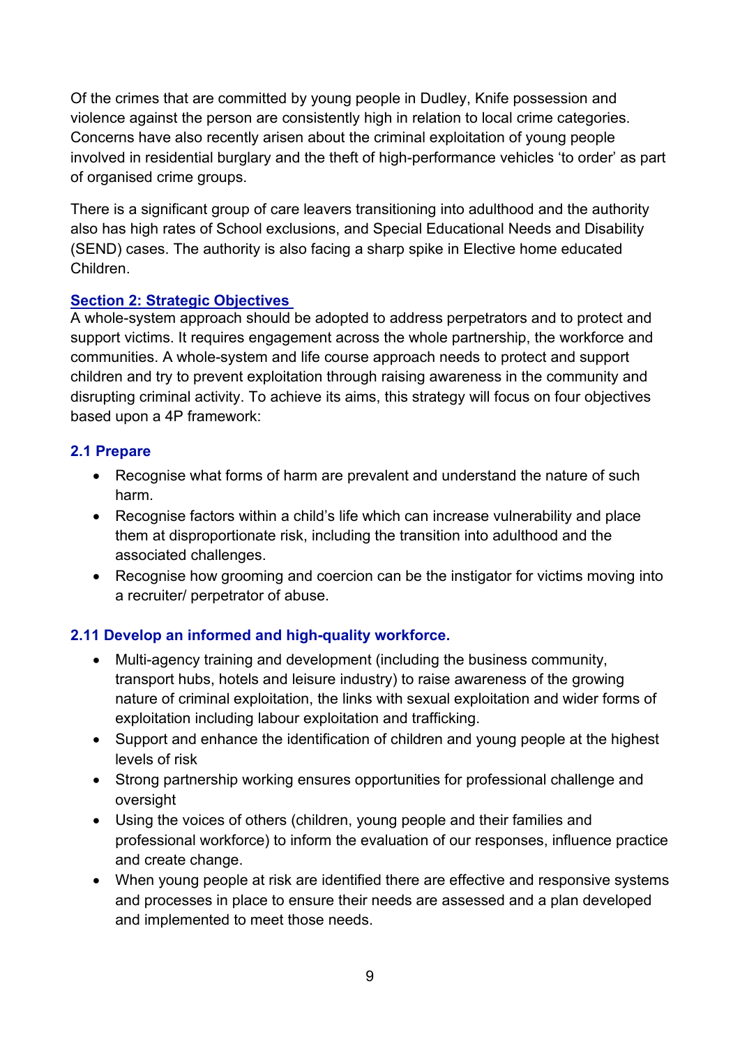Of the crimes that are committed by young people in Dudley, Knife possession and violence against the person are consistently high in relation to local crime categories. Concerns have also recently arisen about the criminal exploitation of young people involved in residential burglary and the theft of high-performance vehicles 'to order' as part of organised crime groups.

There is a significant group of care leavers transitioning into adulthood and the authority also has high rates of School exclusions, and Special Educational Needs and Disability (SEND) cases. The authority is also facing a sharp spike in Elective home educated Children.

## Section 2: Strategic Objectives

A whole-system approach should be adopted to address perpetrators and to protect and support victims. It requires engagement across the whole partnership, the workforce and communities. A whole-system and life course approach needs to protect and support children and try to prevent exploitation through raising awareness in the community and disrupting criminal activity. To achieve its aims, this strategy will focus on four objectives based upon a 4P framework:

### 2.1 Prepare

- Recognise what forms of harm are prevalent and understand the nature of such harm.
- Recognise factors within a child's life which can increase vulnerability and place them at disproportionate risk, including the transition into adulthood and the associated challenges.
- Recognise how grooming and coercion can be the instigator for victims moving into a recruiter/ perpetrator of abuse.

### 2.11 Develop an informed and high-quality workforce.

- Multi-agency training and development (including the business community, transport hubs, hotels and leisure industry) to raise awareness of the growing nature of criminal exploitation, the links with sexual exploitation and wider forms of exploitation including labour exploitation and trafficking.
- Support and enhance the identification of children and young people at the highest levels of risk
- Strong partnership working ensures opportunities for professional challenge and oversight
- Using the voices of others (children, young people and their families and professional workforce) to inform the evaluation of our responses, influence practice and create change.
- When young people at risk are identified there are effective and responsive systems and processes in place to ensure their needs are assessed and a plan developed and implemented to meet those needs.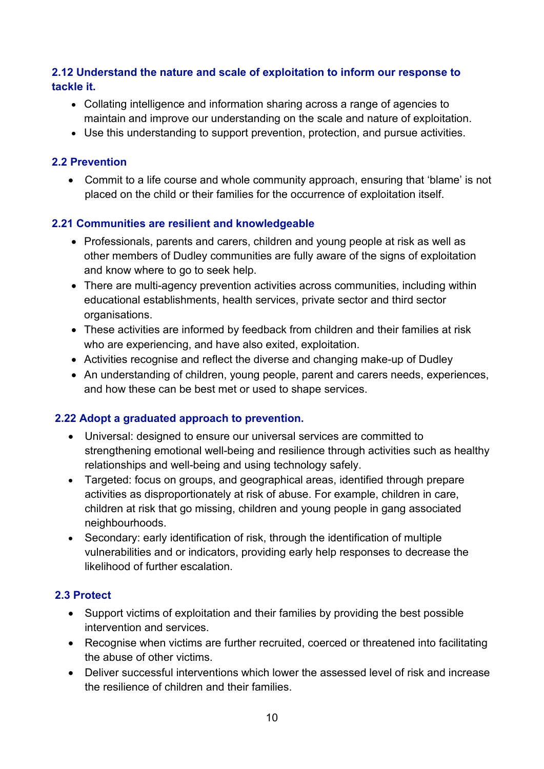### 2.12 Understand the nature and scale of exploitation to inform our response to tackle it.

- Collating intelligence and information sharing across a range of agencies to maintain and improve our understanding on the scale and nature of exploitation.
- Use this understanding to support prevention, protection, and pursue activities.

### 2.2 Prevention

- Commit to a life course and whole community approach, ensuring that 'blame' is not placed on the child or their families for the occurrence of exploitation itself.

### 2.21 Communities are resilient and knowledgeable

- Professionals, parents and carers, children and young people at risk as well as other members of Dudley communities are fully aware of the signs of exploitation and know where to go to seek help.
- There are multi-agency prevention activities across communities, including within educational establishments, health services, private sector and third sector organisations.
- These activities are informed by feedback from children and their families at risk who are experiencing, and have also exited, exploitation.
- Activities recognise and reflect the diverse and changing make-up of Dudley
- An understanding of children, young people, parent and carers needs, experiences, and how these can be best met or used to shape services.

### 2.22 Adopt a graduated approach to prevention.

- Universal: designed to ensure our universal services are committed to strengthening emotional well-being and resilience through activities such as healthy relationships and well-being and using technology safely.
- Targeted: focus on groups, and geographical areas, identified through prepare activities as disproportionately at risk of abuse. For example, children in care, children at risk that go missing, children and young people in gang associated neighbourhoods.
- Secondary: early identification of risk, through the identification of multiple vulnerabilities and or indicators, providing early help responses to decrease the likelihood of further escalation.

### 2.3 Protect

- Support victims of exploitation and their families by providing the best possible intervention and services.
- Recognise when victims are further recruited, coerced or threatened into facilitating the abuse of other victims.
- Deliver successful interventions which lower the assessed level of risk and increase the resilience of children and their families.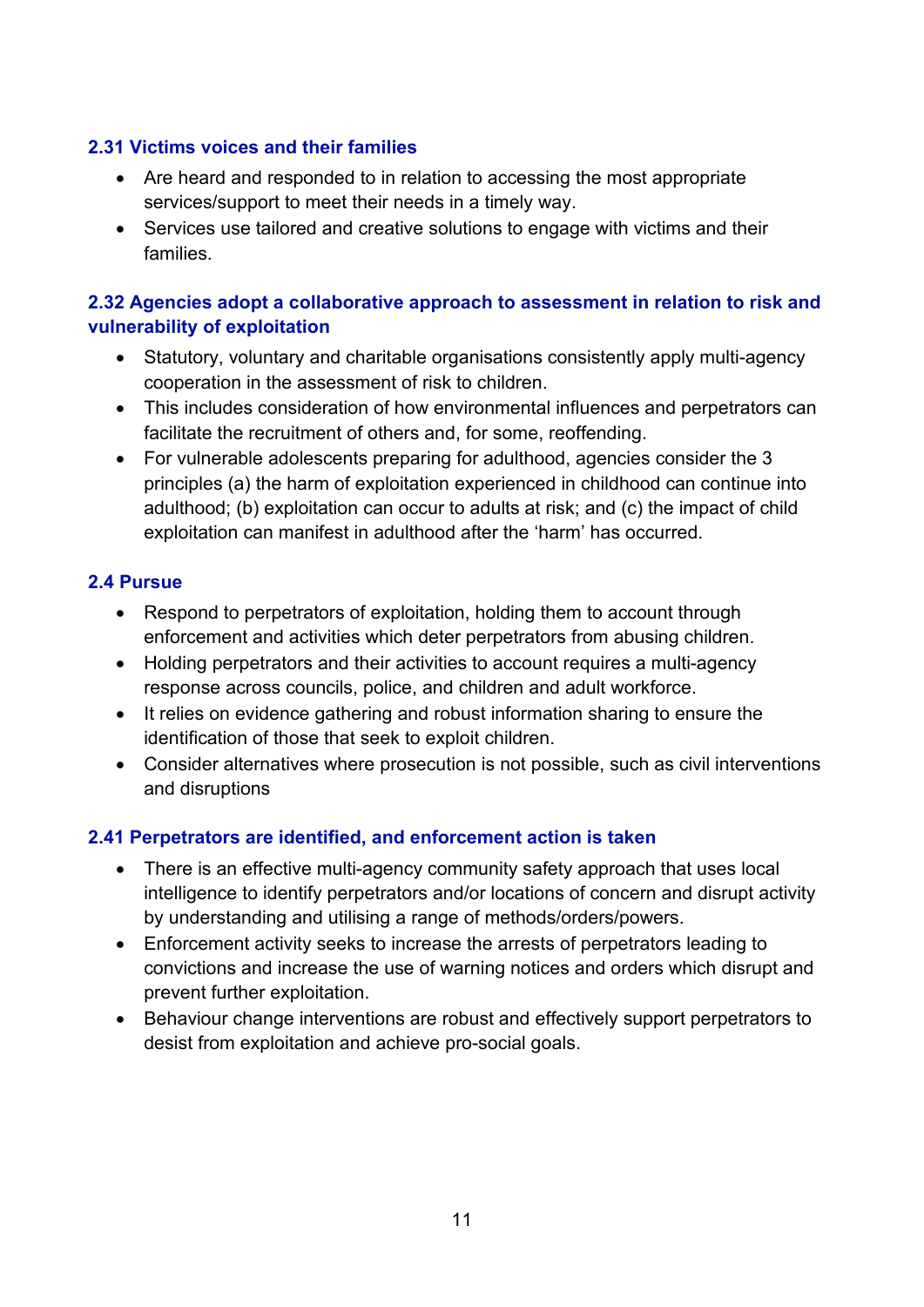### 2.31 Victims voices and their families

- Are heard and responded to in relation to accessing the most appropriate services/support to meet their needs in a timely way.
- Services use tailored and creative solutions to engage with victims and their families.

### 2.32 Agencies adopt a collaborative approach to assessment in relation to risk and vulnerability of exploitation

- Statutory, voluntary and charitable organisations consistently apply multi-agency cooperation in the assessment of risk to children.
- This includes consideration of how environmental influences and perpetrators can facilitate the recruitment of others and, for some, reoffending.
- For vulnerable adolescents preparing for adulthood, agencies consider the 3 principles (a) the harm of exploitation experienced in childhood can continue into adulthood; (b) exploitation can occur to adults at risk; and (c) the impact of child exploitation can manifest in adulthood after the 'harm' has occurred.

## 2.4 Pursue

- Respond to perpetrators of exploitation, holding them to account through enforcement and activities which deter perpetrators from abusing children.
- Holding perpetrators and their activities to account requires a multi-agency response across councils, police, and children and adult workforce.
- It relies on evidence gathering and robust information sharing to ensure the identification of those that seek to exploit children.
- Consider alternatives where prosecution is not possible, such as civil interventions and disruptions

### 2.41 Perpetrators are identified, and enforcement action is taken

- There is an effective multi-agency community safety approach that uses local intelligence to identify perpetrators and/or locations of concern and disrupt activity by understanding and utilising a range of methods/orders/powers.
- Enforcement activity seeks to increase the arrests of perpetrators leading to convictions and increase the use of warning notices and orders which disrupt and prevent further exploitation.
- Behaviour change interventions are robust and effectively support perpetrators to desist from exploitation and achieve pro-social goals.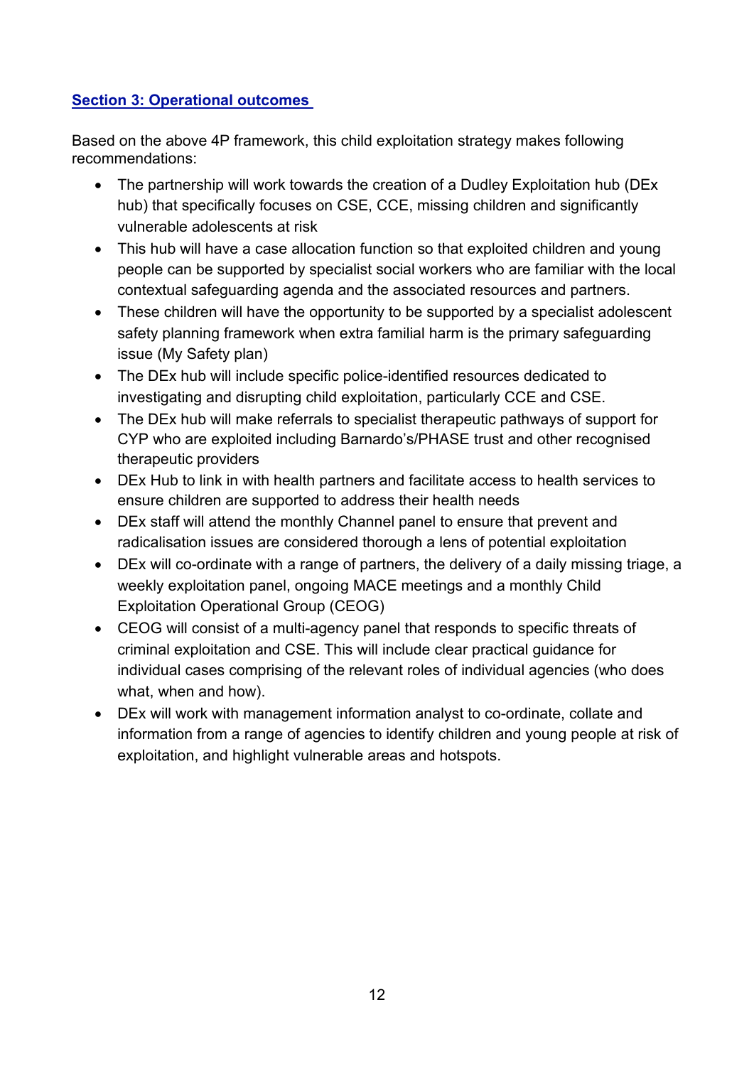## Section 3: Operational outcomes

Based on the above 4P framework, this child exploitation strategy makes following recommendations:

- The partnership will work towards the creation of a Dudley Exploitation hub (DEx hub) that specifically focuses on CSE, CCE, missing children and significantly vulnerable adolescents at risk
- This hub will have a case allocation function so that exploited children and young people can be supported by specialist social workers who are familiar with the local contextual safeguarding agenda and the associated resources and partners.
- These children will have the opportunity to be supported by a specialist adolescent safety planning framework when extra familial harm is the primary safeguarding issue (My Safety plan)
- The DEx hub will include specific police-identified resources dedicated to investigating and disrupting child exploitation, particularly CCE and CSE.
- The DEx hub will make referrals to specialist therapeutic pathways of support for CYP who are exploited including Barnardo's/PHASE trust and other recognised therapeutic providers
- DEx Hub to link in with health partners and facilitate access to health services to ensure children are supported to address their health needs
- DEx staff will attend the monthly Channel panel to ensure that prevent and radicalisation issues are considered thorough a lens of potential exploitation
- DEx will co-ordinate with a range of partners, the delivery of a daily missing triage, a weekly exploitation panel, ongoing MACE meetings and a monthly Child Exploitation Operational Group (CEOG)
- CEOG will consist of a multi-agency panel that responds to specific threats of criminal exploitation and CSE. This will include clear practical guidance for individual cases comprising of the relevant roles of individual agencies (who does what, when and how).
- DEx will work with management information analyst to co-ordinate, collate and information from a range of agencies to identify children and young people at risk of exploitation, and highlight vulnerable areas and hotspots.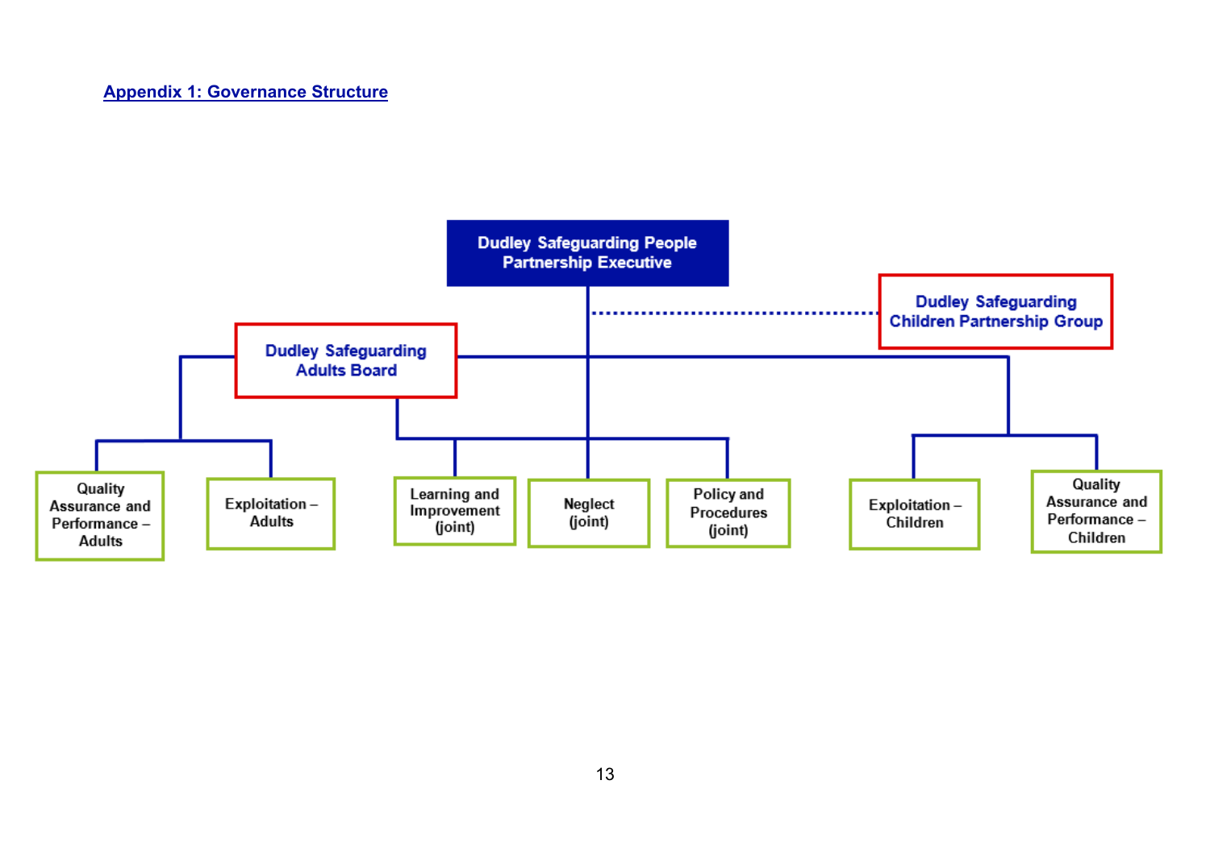## Appendix 1: Governance Structure

- **Dudley Safeguarding People Partnership Executive**
  - Dudley Safeguarding Children Partnership Group (dotted line)
  - Dudley Safeguarding Adults Board
    - Quality Assurance and Performance – Adults
    - Exploitation – Adults
  - Learning and Improvement (joint)
  - Neglect (joint)
  - Policy and Procedures (joint)
  - Exploitation – Children
  - Quality Assurance and Performance – Children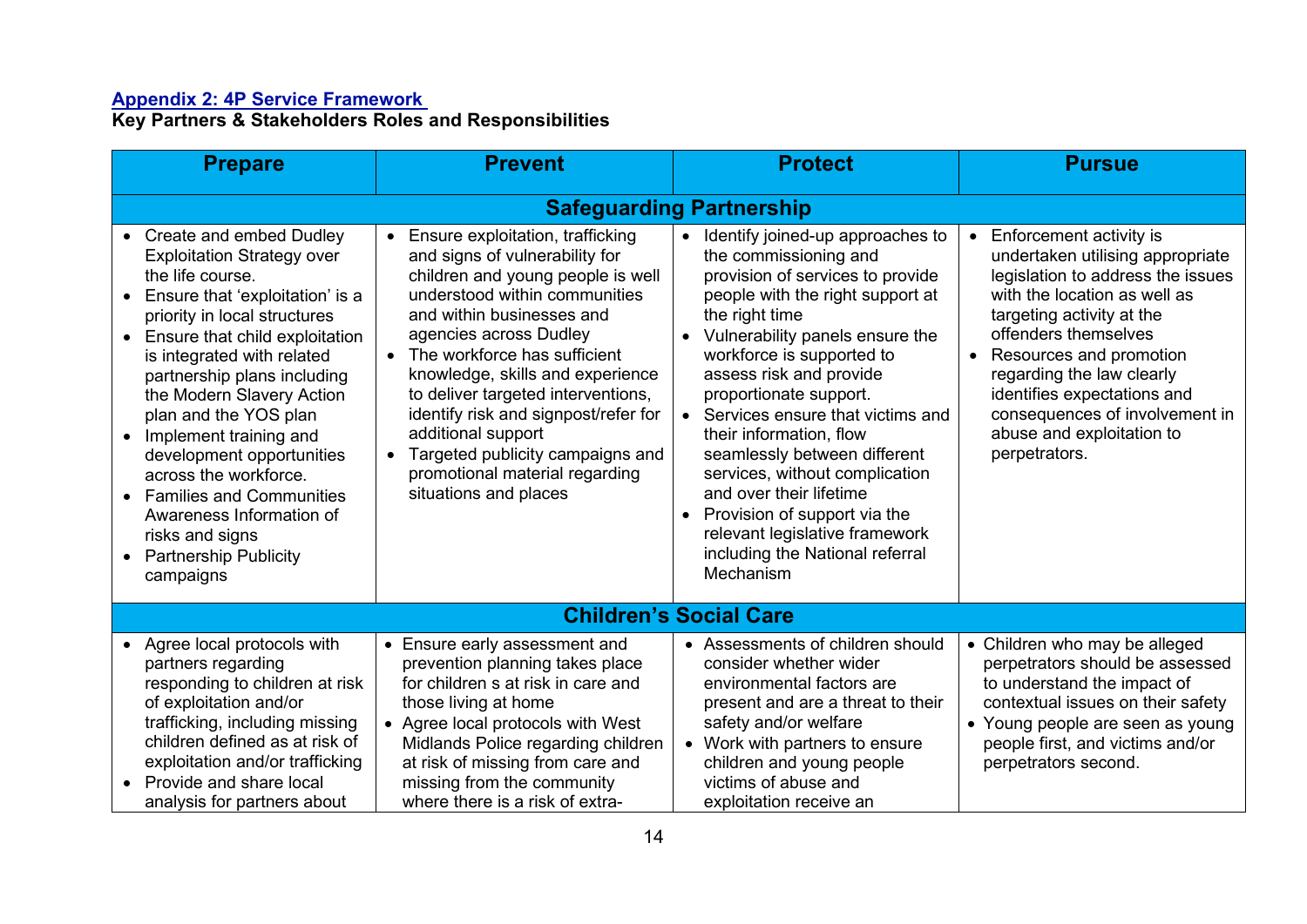**Appendix 2: 4P Service Framework**
**Key Partners & Stakeholders Roles and Responsibilities**

| Prepare | Prevent | Protect | Pursue |
|---|---|---|---|
| **Safeguarding Partnership** | | | |
| • Create and embed Dudley Exploitation Strategy over the life course.<br>• Ensure that 'exploitation' is a priority in local structures<br>• Ensure that child exploitation is integrated with related partnership plans including the Modern Slavery Action plan and the YOS plan<br>• Implement training and development opportunities across the workforce.<br>• Families and Communities Awareness Information of risks and signs<br>• Partnership Publicity campaigns | • Ensure exploitation, trafficking and signs of vulnerability for children and young people is well understood within communities and within businesses and agencies across Dudley<br>• The workforce has sufficient knowledge, skills and experience to deliver targeted interventions, identify risk and signpost/refer for additional support<br>• Targeted publicity campaigns and promotional material regarding situations and places | • Identify joined-up approaches to the commissioning and provision of services to provide people with the right support at the right time<br>• Vulnerability panels ensure the workforce is supported to assess risk and provide proportionate support.<br>• Services ensure that victims and their information, flow seamlessly between different services, without complication and over their lifetime<br>• Provision of support via the relevant legislative framework including the National referral Mechanism | • Enforcement activity is undertaken utilising appropriate legislation to address the issues with the location as well as targeting activity at the offenders themselves<br>• Resources and promotion regarding the law clearly identifies expectations and consequences of involvement in abuse and exploitation to perpetrators. |
| **Children's Social Care** | | | |
| • Agree local protocols with partners regarding responding to children at risk of exploitation and/or trafficking, including missing children defined as at risk of exploitation and/or trafficking<br>• Provide and share local analysis for partners about | • Ensure early assessment and prevention planning takes place for children s at risk in care and those living at home<br>• Agree local protocols with West Midlands Police regarding children at risk of missing from care and missing from the community where there is a risk of extra- | • Assessments of children should consider whether wider environmental factors are present and are a threat to their safety and/or welfare<br>• Work with partners to ensure children and young people victims of abuse and exploitation receive an | • Children who may be alleged perpetrators should be assessed to understand the impact of contextual issues on their safety<br>• Young people are seen as young people first, and victims and/or perpetrators second. |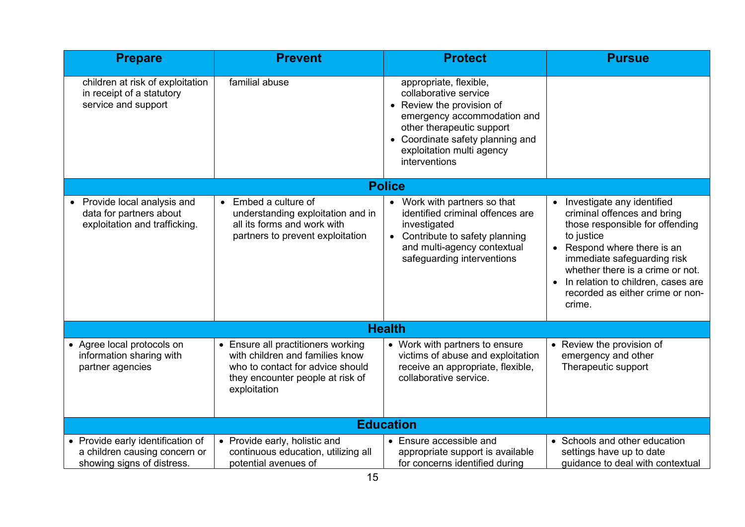| Prepare | Prevent | Protect | Pursue |
|---|---|---|---|
| children at risk of exploitation in receipt of a statutory service and support | familial abuse | appropriate, flexible, collaborative service<br>• Review the provision of emergency accommodation and other therapeutic support<br>• Coordinate safety planning and exploitation multi agency interventions | |
| **Police** | | | |
| • Provide local analysis and data for partners about exploitation and trafficking. | • Embed a culture of understanding exploitation and in all its forms and work with partners to prevent exploitation | • Work with partners so that identified criminal offences are investigated<br>• Contribute to safety planning and multi-agency contextual safeguarding interventions | • Investigate any identified criminal offences and bring those responsible for offending to justice<br>• Respond where there is an immediate safeguarding risk whether there is a crime or not.<br>• In relation to children, cases are recorded as either crime or non-crime. |
| **Health** | | | |
| • Agree local protocols on information sharing with partner agencies | • Ensure all practitioners working with children and families know who to contact for advice should they encounter people at risk of exploitation | • Work with partners to ensure victims of abuse and exploitation receive an appropriate, flexible, collaborative service. | • Review the provision of emergency and other Therapeutic support |
| **Education** | | | |
| • Provide early identification of a children causing concern or showing signs of distress. | • Provide early, holistic and continuous education, utilizing all potential avenues of | • Ensure accessible and appropriate support is available for concerns identified during | • Schools and other education settings have up to date guidance to deal with contextual |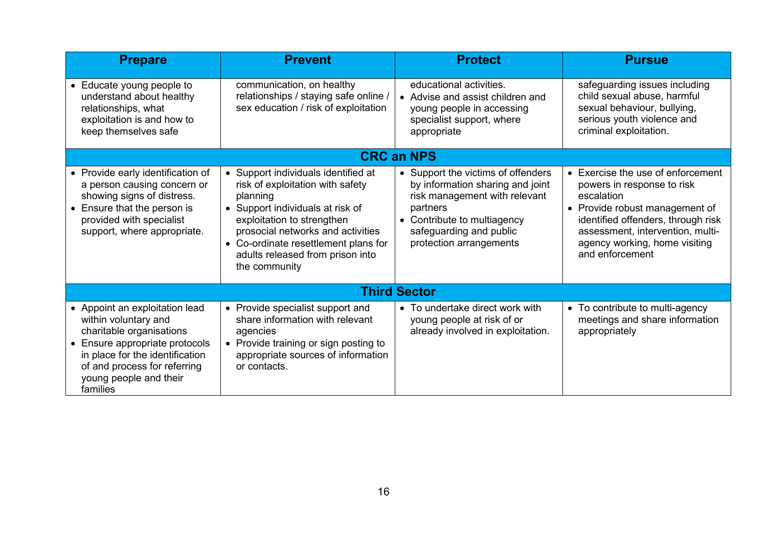| Prepare | Prevent | Protect | Pursue |
| --- | --- | --- | --- |
| • Educate young people to understand about healthy relationships, what exploitation is and how to keep themselves safe | communication, on healthy relationships / staying safe online / sex education / risk of exploitation | educational activities.<br>• Advise and assist children and young people in accessing specialist support, where appropriate | safeguarding issues including child sexual abuse, harmful sexual behaviour, bullying, serious youth violence and criminal exploitation. |
| **CRC an NPS** | | | |
| • Provide early identification of a person causing concern or showing signs of distress.<br>• Ensure that the person is provided with specialist support, where appropriate. | • Support individuals identified at risk of exploitation with safety planning<br>• Support individuals at risk of exploitation to strengthen prosocial networks and activities<br>• Co-ordinate resettlement plans for adults released from prison into the community | • Support the victims of offenders by information sharing and joint risk management with relevant partners<br>• Contribute to multiagency safeguarding and public protection arrangements | • Exercise the use of enforcement powers in response to risk escalation<br>• Provide robust management of identified offenders, through risk assessment, intervention, multi-agency working, home visiting and enforcement |
| **Third Sector** | | | |
| • Appoint an exploitation lead within voluntary and charitable organisations<br>• Ensure appropriate protocols in place for the identification of and process for referring young people and their families | • Provide specialist support and share information with relevant agencies<br>• Provide training or sign posting to appropriate sources of information or contacts. | • To undertake direct work with young people at risk of or already involved in exploitation. | • To contribute to multi-agency meetings and share information appropriately |